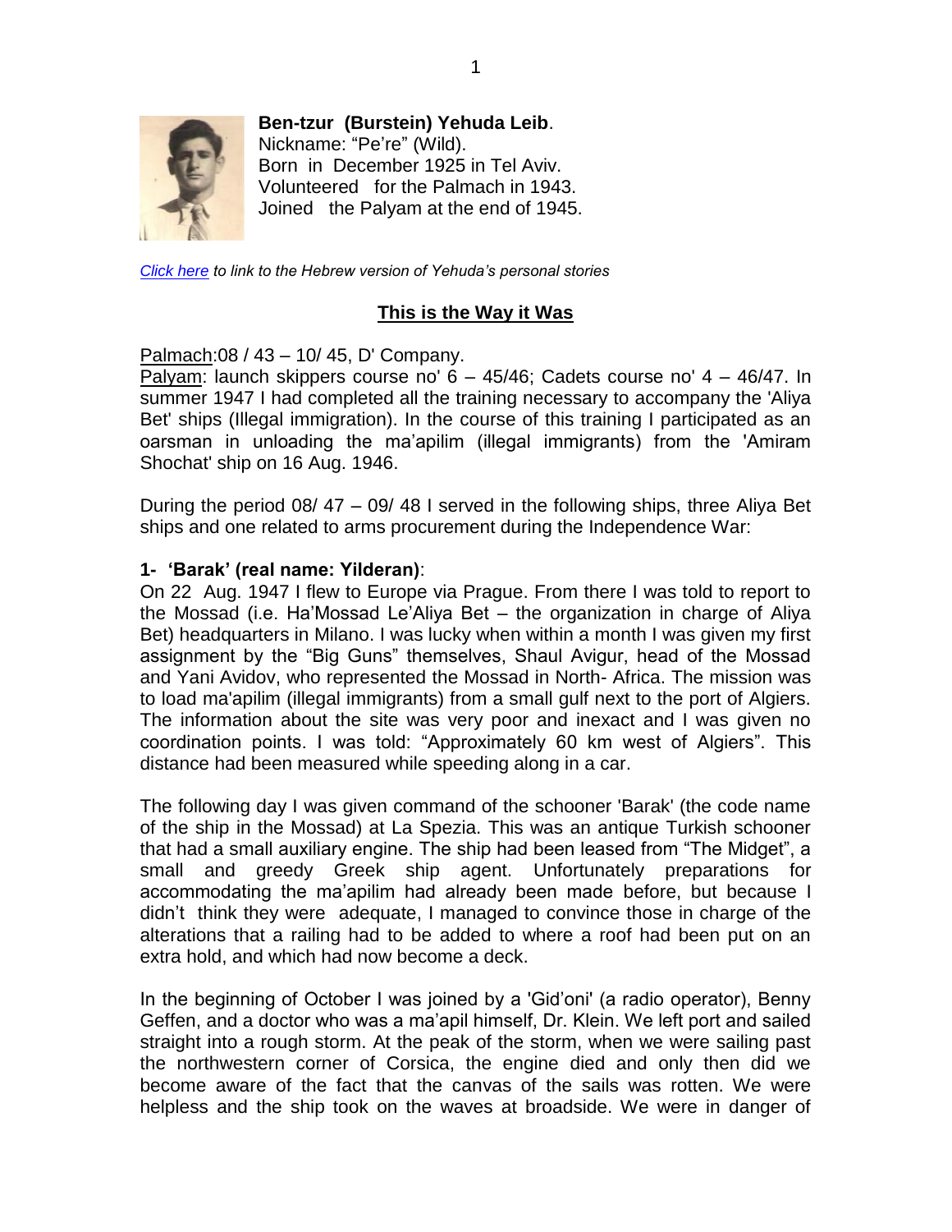**Ben-tzur (Burstein) Yehuda Leib**.
Nickname: "Pe're" (Wild).
Born in December 1925 in Tel Aviv.
Volunteered for the Palmach in 1943.
Joined the Palyam at the end of 1945.

*[Click here](#) to link to the Hebrew version of Yehuda's personal stories*

## This is the Way it Was

Palmach:08 / 43 – 10/ 45, D' Company.
Palyam: launch skippers course no' 6 – 45/46; Cadets course no' 4 – 46/47. In summer 1947 I had completed all the training necessary to accompany the 'Aliya Bet' ships (Illegal immigration). In the course of this training I participated as an oarsman in unloading the ma'apilim (illegal immigrants) from the 'Amiram Shochat' ship on 16 Aug. 1946.

During the period 08/ 47 – 09/ 48 I served in the following ships, three Aliya Bet ships and one related to arms procurement during the Independence War:

**1- 'Barak' (real name: Yilderan)**:
On 22 Aug. 1947 I flew to Europe via Prague. From there I was told to report to the Mossad (i.e. Ha'Mossad Le'Aliya Bet – the organization in charge of Aliya Bet) headquarters in Milano. I was lucky when within a month I was given my first assignment by the "Big Guns" themselves, Shaul Avigur, head of the Mossad and Yani Avidov, who represented the Mossad in North- Africa. The mission was to load ma'apilim (illegal immigrants) from a small gulf next to the port of Algiers. The information about the site was very poor and inexact and I was given no coordination points. I was told: "Approximately 60 km west of Algiers". This distance had been measured while speeding along in a car.

The following day I was given command of the schooner 'Barak' (the code name of the ship in the Mossad) at La Spezia. This was an antique Turkish schooner that had a small auxiliary engine. The ship had been leased from "The Midget", a small and greedy Greek ship agent. Unfortunately preparations for accommodating the ma'apilim had already been made before, but because I didn't think they were adequate, I managed to convince those in charge of the alterations that a railing had to be added to where a roof had been put on an extra hold, and which had now become a deck.

In the beginning of October I was joined by a 'Gid'oni' (a radio operator), Benny Geffen, and a doctor who was a ma'apil himself, Dr. Klein. We left port and sailed straight into a rough storm. At the peak of the storm, when we were sailing past the northwestern corner of Corsica, the engine died and only then did we become aware of the fact that the canvas of the sails was rotten. We were helpless and the ship took on the waves at broadside. We were in danger of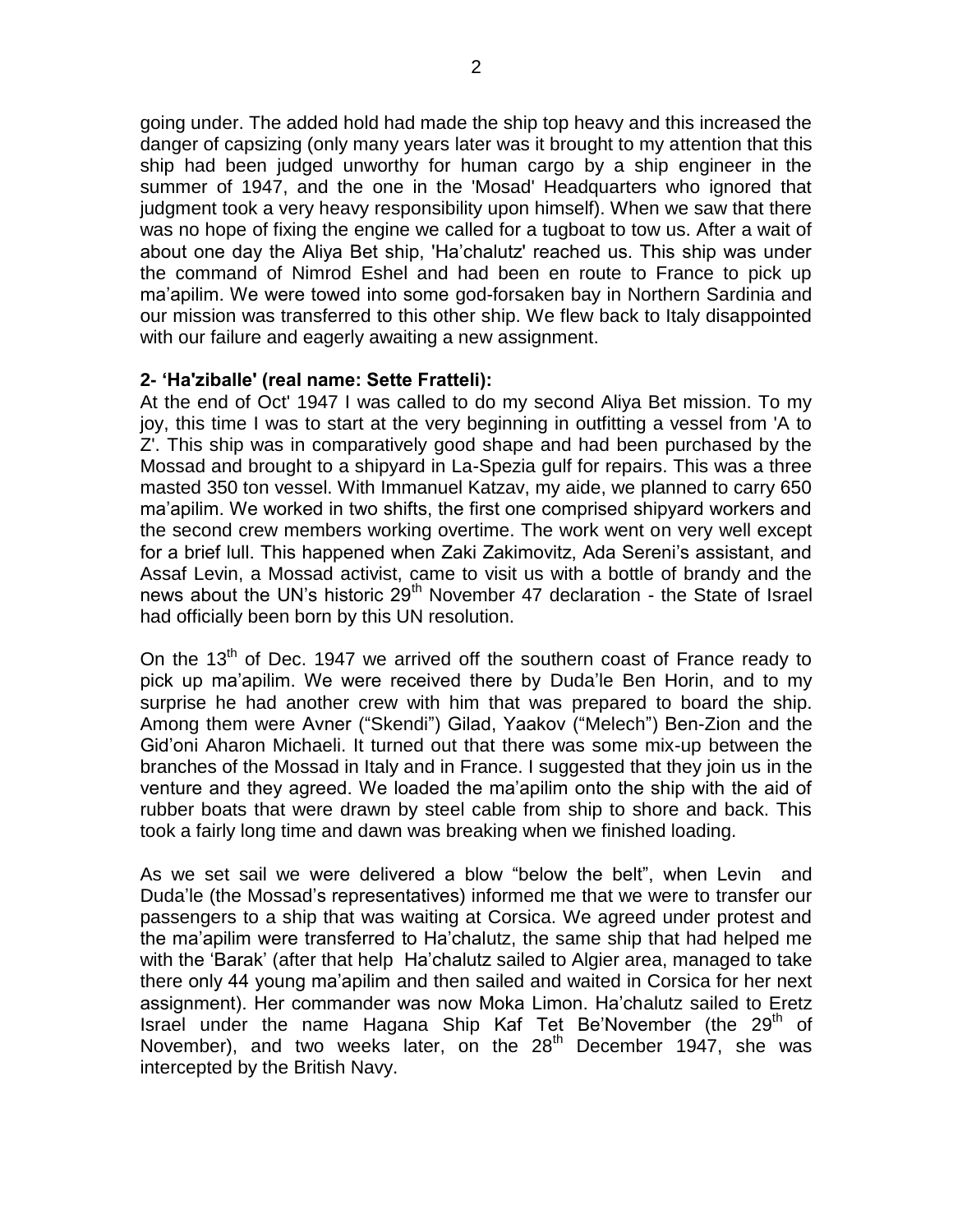going under. The added hold had made the ship top heavy and this increased the danger of capsizing (only many years later was it brought to my attention that this ship had been judged unworthy for human cargo by a ship engineer in the summer of 1947, and the one in the 'Mosad' Headquarters who ignored that judgment took a very heavy responsibility upon himself). When we saw that there was no hope of fixing the engine we called for a tugboat to tow us. After a wait of about one day the Aliya Bet ship, 'Ha'chalutz' reached us. This ship was under the command of Nimrod Eshel and had been en route to France to pick up ma'apilim. We were towed into some god-forsaken bay in Northern Sardinia and our mission was transferred to this other ship. We flew back to Italy disappointed with our failure and eagerly awaiting a new assignment.

**2- 'Ha'ziballe' (real name: Sette Fratteli):**

At the end of Oct' 1947 I was called to do my second Aliya Bet mission. To my joy, this time I was to start at the very beginning in outfitting a vessel from 'A to Z'. This ship was in comparatively good shape and had been purchased by the Mossad and brought to a shipyard in La-Spezia gulf for repairs. This was a three masted 350 ton vessel. With Immanuel Katzav, my aide, we planned to carry 650 ma'apilim. We worked in two shifts, the first one comprised shipyard workers and the second crew members working overtime. The work went on very well except for a brief lull. This happened when Zaki Zakimovitz, Ada Sereni's assistant, and Assaf Levin, a Mossad activist, came to visit us with a bottle of brandy and the news about the UN's historic 29th November 47 declaration - the State of Israel had officially been born by this UN resolution.

On the 13th of Dec. 1947 we arrived off the southern coast of France ready to pick up ma'apilim. We were received there by Duda'le Ben Horin, and to my surprise he had another crew with him that was prepared to board the ship. Among them were Avner ("Skendi") Gilad, Yaakov ("Melech") Ben-Zion and the Gid'oni Aharon Michaeli. It turned out that there was some mix-up between the branches of the Mossad in Italy and in France. I suggested that they join us in the venture and they agreed. We loaded the ma'apilim onto the ship with the aid of rubber boats that were drawn by steel cable from ship to shore and back. This took a fairly long time and dawn was breaking when we finished loading.

As we set sail we were delivered a blow "below the belt", when Levin and Duda'le (the Mossad's representatives) informed me that we were to transfer our passengers to a ship that was waiting at Corsica. We agreed under protest and the ma'apilim were transferred to Ha'chalutz, the same ship that had helped me with the 'Barak' (after that help Ha'chalutz sailed to Algier area, managed to take there only 44 young ma'apilim and then sailed and waited in Corsica for her next assignment). Her commander was now Moka Limon. Ha'chalutz sailed to Eretz Israel under the name Hagana Ship Kaf Tet Be'November (the 29th of November), and two weeks later, on the 28th December 1947, she was intercepted by the British Navy.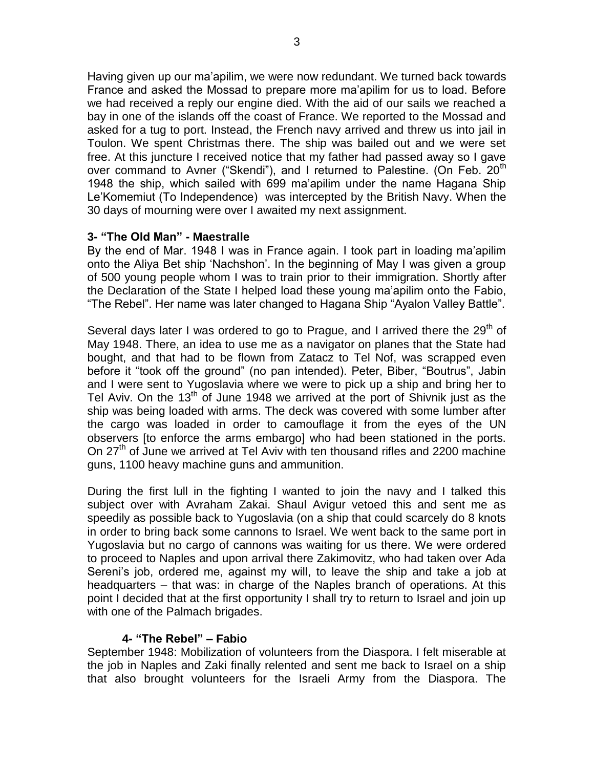Having given up our ma'apilim, we were now redundant. We turned back towards France and asked the Mossad to prepare more ma'apilim for us to load. Before we had received a reply our engine died. With the aid of our sails we reached a bay in one of the islands off the coast of France. We reported to the Mossad and asked for a tug to port. Instead, the French navy arrived and threw us into jail in Toulon. We spent Christmas there. The ship was bailed out and we were set free. At this juncture I received notice that my father had passed away so I gave over command to Avner ("Skendi"), and I returned to Palestine. (On Feb. 20th 1948 the ship, which sailed with 699 ma'apilim under the name Hagana Ship Le'Komemiut (To Independence) was intercepted by the British Navy. When the 30 days of mourning were over I awaited my next assignment.

**3- "The Old Man" - Maestralle**

By the end of Mar. 1948 I was in France again. I took part in loading ma'apilim onto the Aliya Bet ship 'Nachshon'. In the beginning of May I was given a group of 500 young people whom I was to train prior to their immigration. Shortly after the Declaration of the State I helped load these young ma'apilim onto the Fabio, "The Rebel". Her name was later changed to Hagana Ship "Ayalon Valley Battle".

Several days later I was ordered to go to Prague, and I arrived there the 29th of May 1948. There, an idea to use me as a navigator on planes that the State had bought, and that had to be flown from Zatacz to Tel Nof, was scrapped even before it "took off the ground" (no pan intended). Peter, Biber, "Boutrus", Jabin and I were sent to Yugoslavia where we were to pick up a ship and bring her to Tel Aviv. On the 13th of June 1948 we arrived at the port of Shivnik just as the ship was being loaded with arms. The deck was covered with some lumber after the cargo was loaded in order to camouflage it from the eyes of the UN observers [to enforce the arms embargo] who had been stationed in the ports. On 27th of June we arrived at Tel Aviv with ten thousand rifles and 2200 machine guns, 1100 heavy machine guns and ammunition.

During the first lull in the fighting I wanted to join the navy and I talked this subject over with Avraham Zakai. Shaul Avigur vetoed this and sent me as speedily as possible back to Yugoslavia (on a ship that could scarcely do 8 knots in order to bring back some cannons to Israel. We went back to the same port in Yugoslavia but no cargo of cannons was waiting for us there. We were ordered to proceed to Naples and upon arrival there Zakimovitz, who had taken over Ada Sereni's job, ordered me, against my will, to leave the ship and take a job at headquarters – that was: in charge of the Naples branch of operations. At this point I decided that at the first opportunity I shall try to return to Israel and join up with one of the Palmach brigades.

**4- "The Rebel" – Fabio**

September 1948: Mobilization of volunteers from the Diaspora. I felt miserable at the job in Naples and Zaki finally relented and sent me back to Israel on a ship that also brought volunteers for the Israeli Army from the Diaspora. The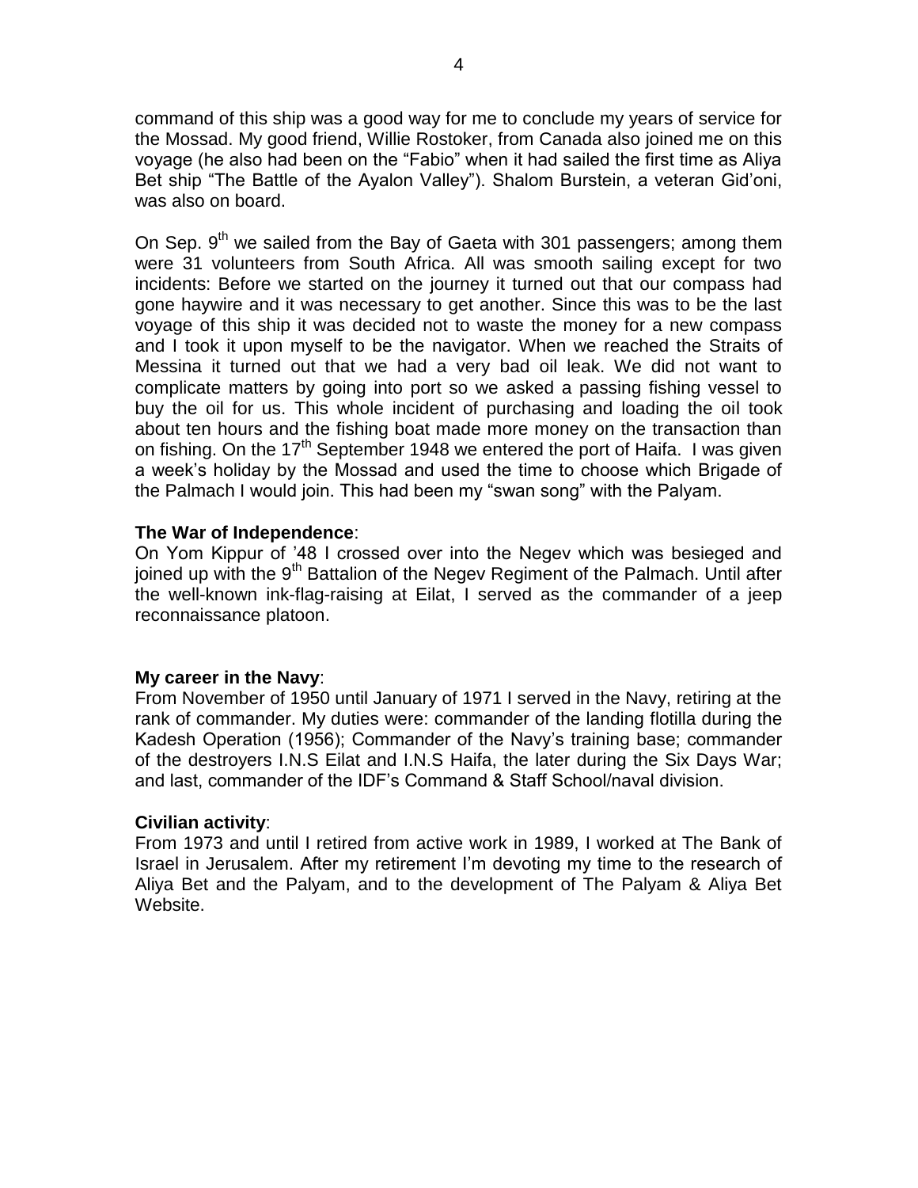command of this ship was a good way for me to conclude my years of service for the Mossad. My good friend, Willie Rostoker, from Canada also joined me on this voyage (he also had been on the "Fabio" when it had sailed the first time as Aliya Bet ship "The Battle of the Ayalon Valley"). Shalom Burstein, a veteran Gid'oni, was also on board.

On Sep. 9th we sailed from the Bay of Gaeta with 301 passengers; among them were 31 volunteers from South Africa. All was smooth sailing except for two incidents: Before we started on the journey it turned out that our compass had gone haywire and it was necessary to get another. Since this was to be the last voyage of this ship it was decided not to waste the money for a new compass and I took it upon myself to be the navigator. When we reached the Straits of Messina it turned out that we had a very bad oil leak. We did not want to complicate matters by going into port so we asked a passing fishing vessel to buy the oil for us. This whole incident of purchasing and loading the oil took about ten hours and the fishing boat made more money on the transaction than on fishing. On the 17th September 1948 we entered the port of Haifa. I was given a week's holiday by the Mossad and used the time to choose which Brigade of the Palmach I would join. This had been my "swan song" with the Palyam.

**The War of Independence**:
On Yom Kippur of '48 I crossed over into the Negev which was besieged and joined up with the 9th Battalion of the Negev Regiment of the Palmach. Until after the well-known ink-flag-raising at Eilat, I served as the commander of a jeep reconnaissance platoon.

**My career in the Navy**:
From November of 1950 until January of 1971 I served in the Navy, retiring at the rank of commander. My duties were: commander of the landing flotilla during the Kadesh Operation (1956); Commander of the Navy's training base; commander of the destroyers I.N.S Eilat and I.N.S Haifa, the later during the Six Days War; and last, commander of the IDF's Command & Staff School/naval division.

**Civilian activity**:
From 1973 and until I retired from active work in 1989, I worked at The Bank of Israel in Jerusalem. After my retirement I'm devoting my time to the research of Aliya Bet and the Palyam, and to the development of The Palyam & Aliya Bet Website.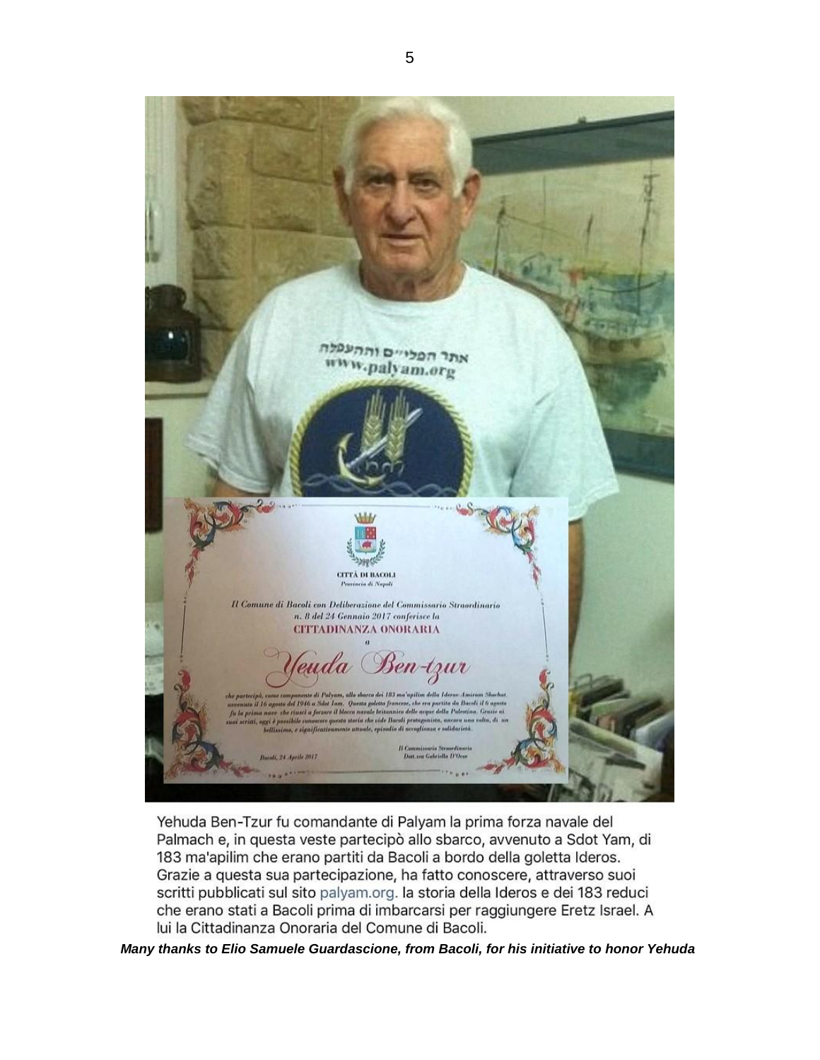Yehuda Ben-Tzur fu comandante di Palyam la prima forza navale del Palmach e, in questa veste partecipò allo sbarco, avvenuto a Sdot Yam, di 183 ma'apilim che erano partiti da Bacoli a bordo della goletta Ideros. Grazie a questa sua partecipazione, ha fatto conoscere, attraverso suoi scritti pubblicati sul sito palyam.org. la storia della Ideros e dei 183 reduci che erano stati a Bacoli prima di imbarcarsi per raggiungere Eretz Israel. A lui la Cittadinanza Onoraria del Comune di Bacoli.

***Many thanks to Elio Samuele Guardascione, from Bacoli, for his initiative to honor Yehuda***